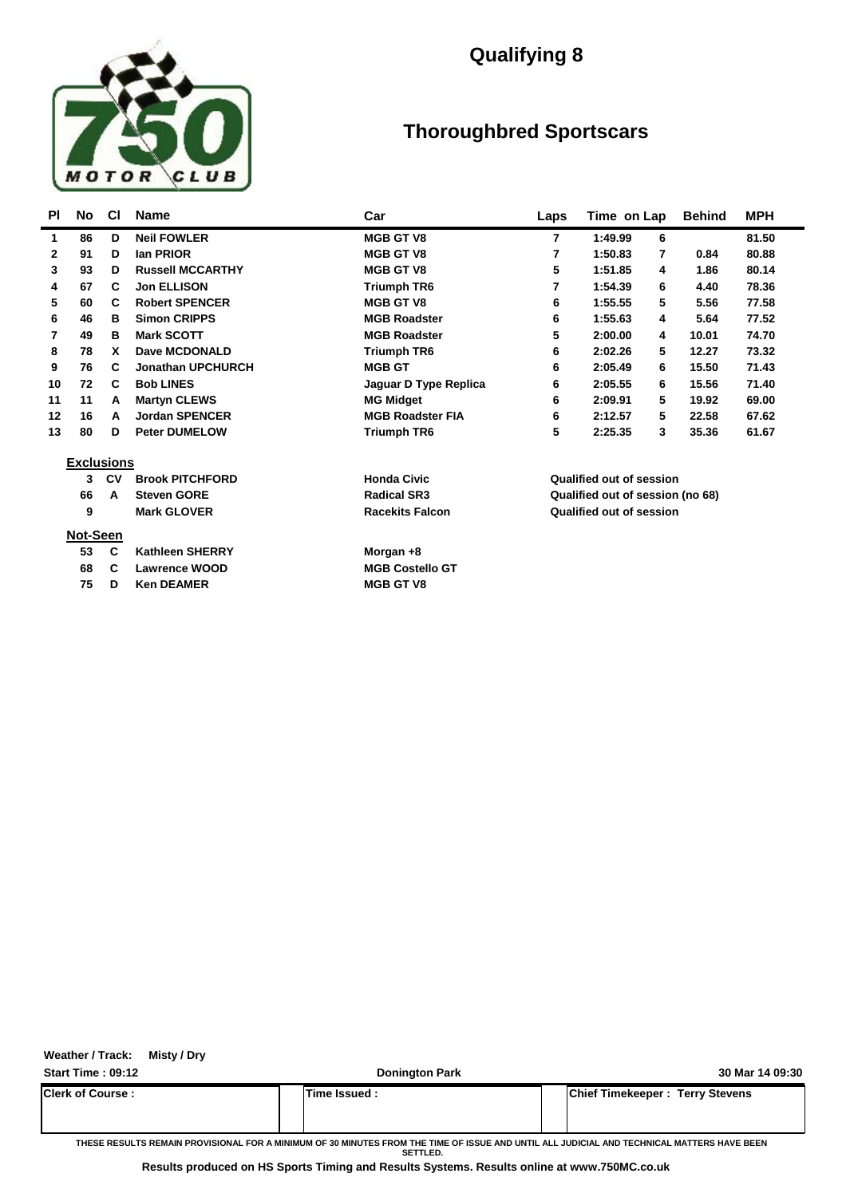# Qualifying 8

## Thoroughbred Sportscars

| Pl | No | Cl | Name | Car | Laps | Time | on Lap | Behind | MPH |
|---|---|---|---|---|---|---|---|---|---|
| 1 | 86 | D | Neil FOWLER | MGB GT V8 | 7 | 1:49.99 | 6 | | 81.50 |
| 2 | 91 | D | Ian PRIOR | MGB GT V8 | 7 | 1:50.83 | 7 | 0.84 | 80.88 |
| 3 | 93 | D | Russell MCCARTHY | MGB GT V8 | 5 | 1:51.85 | 4 | 1.86 | 80.14 |
| 4 | 67 | C | Jon ELLISON | Triumph TR6 | 7 | 1:54.39 | 6 | 4.40 | 78.36 |
| 5 | 60 | C | Robert SPENCER | MGB GT V8 | 6 | 1:55.55 | 5 | 5.56 | 77.58 |
| 6 | 46 | B | Simon CRIPPS | MGB Roadster | 6 | 1:55.63 | 4 | 5.64 | 77.52 |
| 7 | 49 | B | Mark SCOTT | MGB Roadster | 5 | 2:00.00 | 4 | 10.01 | 74.70 |
| 8 | 78 | X | Dave MCDONALD | Triumph TR6 | 6 | 2:02.26 | 5 | 12.27 | 73.32 |
| 9 | 76 | C | Jonathan UPCHURCH | MGB GT | 6 | 2:05.49 | 6 | 15.50 | 71.43 |
| 10 | 72 | C | Bob LINES | Jaguar D Type Replica | 6 | 2:05.55 | 6 | 15.56 | 71.40 |
| 11 | 11 | A | Martyn CLEWS | MG Midget | 6 | 2:09.91 | 5 | 19.92 | 69.00 |
| 12 | 16 | A | Jordan SPENCER | MGB Roadster FIA | 6 | 2:12.57 | 5 | 22.58 | 67.62 |
| 13 | 80 | D | Peter DUMELOW | Triumph TR6 | 5 | 2:25.35 | 3 | 35.36 | 61.67 |

**Exclusions**

| No | Cl | Name | Car | Reason |
|---|---|---|---|---|
| 3 | CV | Brook PITCHFORD | Honda Civic | Qualified out of session |
| 66 | A | Steven GORE | Radical SR3 | Qualified out of session (no 68) |
| 9 | | Mark GLOVER | Racekits Falcon | Qualified out of session |

**Not-Seen**

| No | Cl | Name | Car |
|---|---|---|---|
| 53 | C | Kathleen SHERRY | Morgan +8 |
| 68 | C | Lawrence WOOD | MGB Costello GT |
| 75 | D | Ken DEAMER | MGB GT V8 |

Weather / Track: Misty / Dry

Start Time : 09:12 — Donington Park — 30 Mar 14 09:30

| Clerk of Course : | Time Issued : | Chief Timekeeper : Terry Stevens |
|---|---|---|

THESE RESULTS REMAIN PROVISIONAL FOR A MINIMUM OF 30 MINUTES FROM THE TIME OF ISSUE AND UNTIL ALL JUDICIAL AND TECHNICAL MATTERS HAVE BEEN SETTLED.

Results produced on HS Sports Timing and Results Systems. Results online at www.750MC.co.uk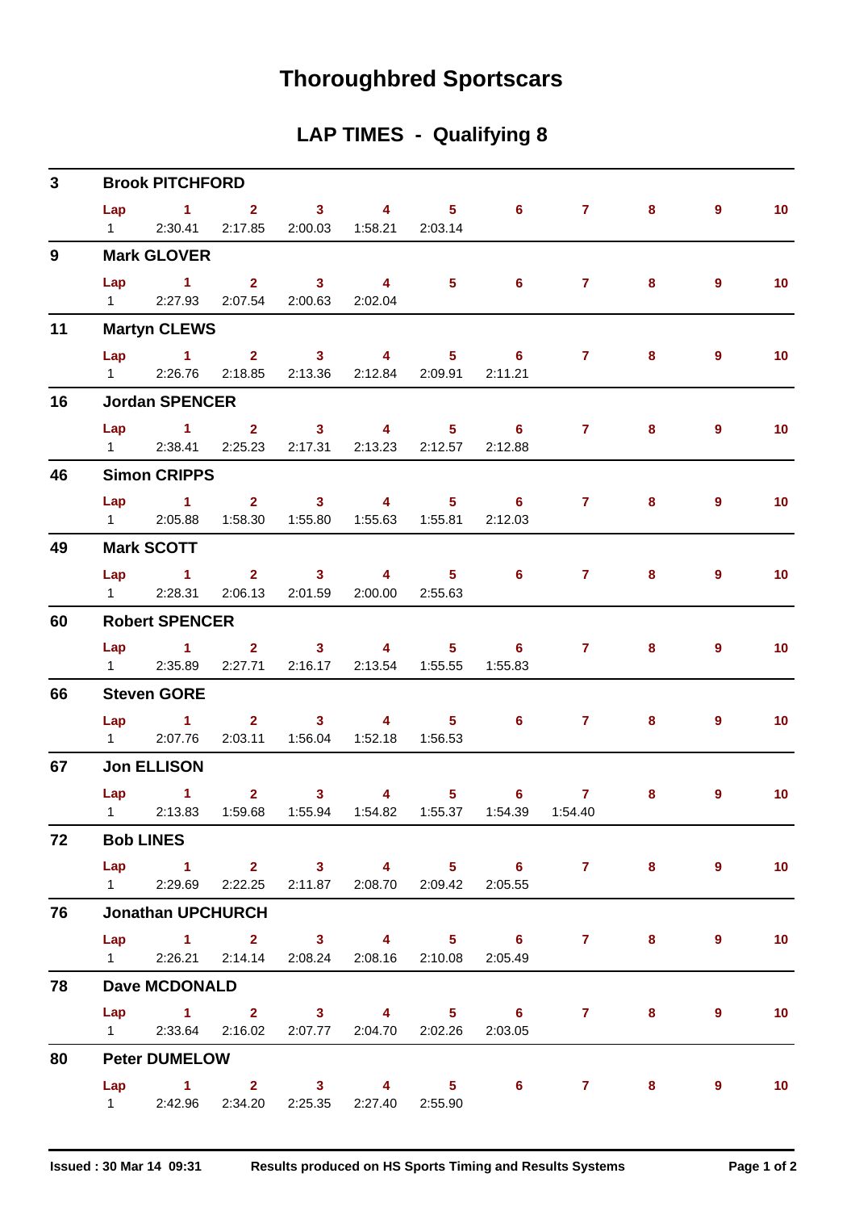# Thoroughbred Sportscars

## LAP TIMES - Qualifying 8

**3 Brook PITCHFORD**

| Lap | 1 | 2 | 3 | 4 | 5 | 6 | 7 | 8 | 9 | 10 |
|---|---|---|---|---|---|---|---|---|---|---|
| 1 | 2:30.41 | 2:17.85 | 2:00.03 | 1:58.21 | 2:03.14 | | | | | |

**9 Mark GLOVER**

| Lap | 1 | 2 | 3 | 4 | 5 | 6 | 7 | 8 | 9 | 10 |
|---|---|---|---|---|---|---|---|---|---|---|
| 1 | 2:27.93 | 2:07.54 | 2:00.63 | 2:02.04 | | | | | | |

**11 Martyn CLEWS**

| Lap | 1 | 2 | 3 | 4 | 5 | 6 | 7 | 8 | 9 | 10 |
|---|---|---|---|---|---|---|---|---|---|---|
| 1 | 2:26.76 | 2:18.85 | 2:13.36 | 2:12.84 | 2:09.91 | 2:11.21 | | | | |

**16 Jordan SPENCER**

| Lap | 1 | 2 | 3 | 4 | 5 | 6 | 7 | 8 | 9 | 10 |
|---|---|---|---|---|---|---|---|---|---|---|
| 1 | 2:38.41 | 2:25.23 | 2:17.31 | 2:13.23 | 2:12.57 | 2:12.88 | | | | |

**46 Simon CRIPPS**

| Lap | 1 | 2 | 3 | 4 | 5 | 6 | 7 | 8 | 9 | 10 |
|---|---|---|---|---|---|---|---|---|---|---|
| 1 | 2:05.88 | 1:58.30 | 1:55.80 | 1:55.63 | 1:55.81 | 2:12.03 | | | | |

**49 Mark SCOTT**

| Lap | 1 | 2 | 3 | 4 | 5 | 6 | 7 | 8 | 9 | 10 |
|---|---|---|---|---|---|---|---|---|---|---|
| 1 | 2:28.31 | 2:06.13 | 2:01.59 | 2:00.00 | 2:55.63 | | | | | |

**60 Robert SPENCER**

| Lap | 1 | 2 | 3 | 4 | 5 | 6 | 7 | 8 | 9 | 10 |
|---|---|---|---|---|---|---|---|---|---|---|
| 1 | 2:35.89 | 2:27.71 | 2:16.17 | 2:13.54 | 1:55.55 | 1:55.83 | | | | |

**66 Steven GORE**

| Lap | 1 | 2 | 3 | 4 | 5 | 6 | 7 | 8 | 9 | 10 |
|---|---|---|---|---|---|---|---|---|---|---|
| 1 | 2:07.76 | 2:03.11 | 1:56.04 | 1:52.18 | 1:56.53 | | | | | |

**67 Jon ELLISON**

| Lap | 1 | 2 | 3 | 4 | 5 | 6 | 7 | 8 | 9 | 10 |
|---|---|---|---|---|---|---|---|---|---|---|
| 1 | 2:13.83 | 1:59.68 | 1:55.94 | 1:54.82 | 1:55.37 | 1:54.39 | 1:54.40 | | | |

**72 Bob LINES**

| Lap | 1 | 2 | 3 | 4 | 5 | 6 | 7 | 8 | 9 | 10 |
|---|---|---|---|---|---|---|---|---|---|---|
| 1 | 2:29.69 | 2:22.25 | 2:11.87 | 2:08.70 | 2:09.42 | 2:05.55 | | | | |

**76 Jonathan UPCHURCH**

| Lap | 1 | 2 | 3 | 4 | 5 | 6 | 7 | 8 | 9 | 10 |
|---|---|---|---|---|---|---|---|---|---|---|
| 1 | 2:26.21 | 2:14.14 | 2:08.24 | 2:08.16 | 2:10.08 | 2:05.49 | | | | |

**78 Dave MCDONALD**

| Lap | 1 | 2 | 3 | 4 | 5 | 6 | 7 | 8 | 9 | 10 |
|---|---|---|---|---|---|---|---|---|---|---|
| 1 | 2:33.64 | 2:16.02 | 2:07.77 | 2:04.70 | 2:02.26 | 2:03.05 | | | | |

**80 Peter DUMELOW**

| Lap | 1 | 2 | 3 | 4 | 5 | 6 | 7 | 8 | 9 | 10 |
|---|---|---|---|---|---|---|---|---|---|---|
| 1 | 2:42.96 | 2:34.20 | 2:25.35 | 2:27.40 | 2:55.90 | | | | | |

Issued : 30 Mar 14 09:31 Results produced on HS Sports Timing and Results Systems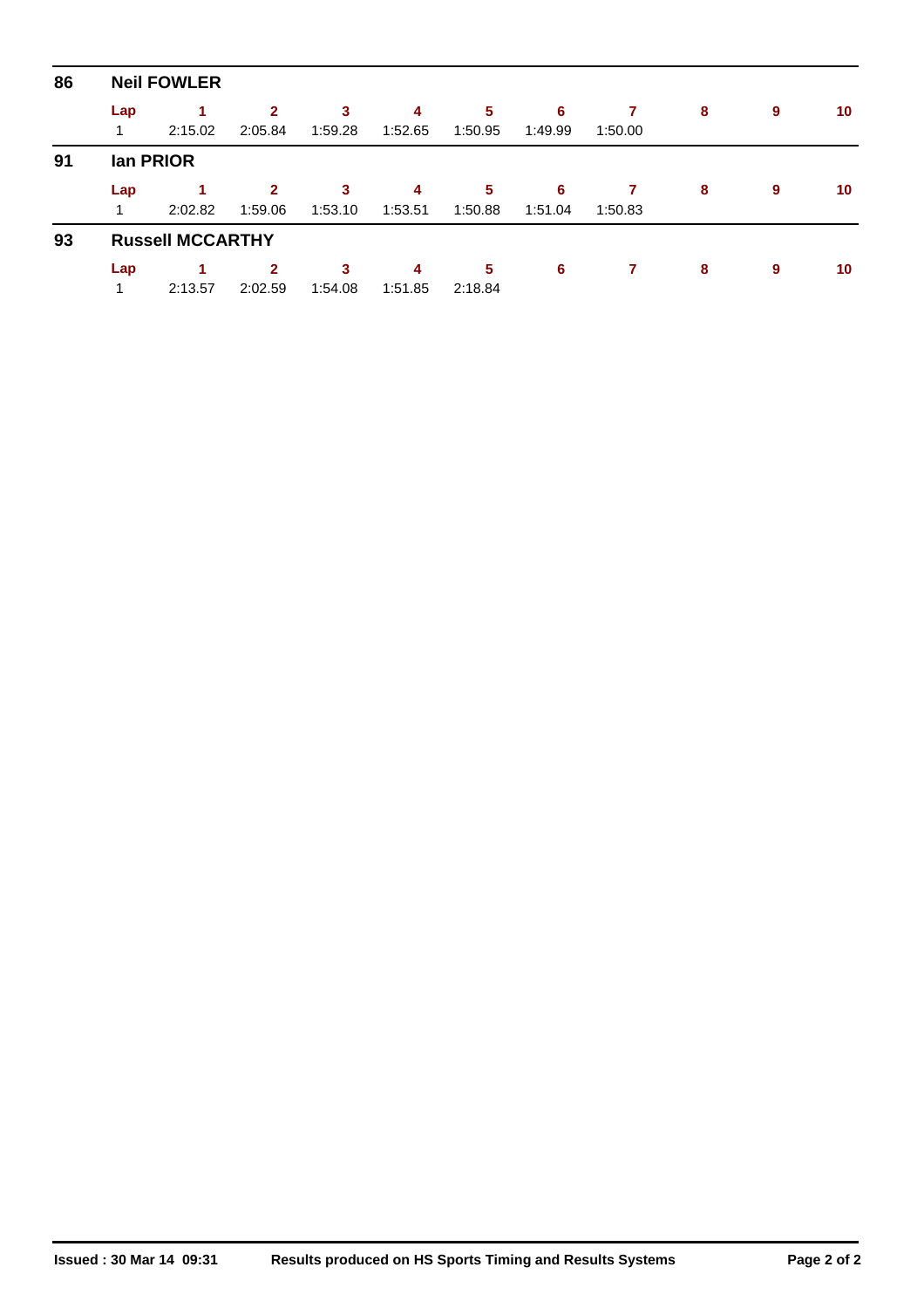## 86 Neil FOWLER

| Lap | 1 | 2 | 3 | 4 | 5 | 6 | 7 | 8 | 9 | 10 |
|---|---|---|---|---|---|---|---|---|---|---|
| 1 | 2:15.02 | 2:05.84 | 1:59.28 | 1:52.65 | 1:50.95 | 1:49.99 | 1:50.00 | | | |

## 91 Ian PRIOR

| Lap | 1 | 2 | 3 | 4 | 5 | 6 | 7 | 8 | 9 | 10 |
|---|---|---|---|---|---|---|---|---|---|---|
| 1 | 2:02.82 | 1:59.06 | 1:53.10 | 1:53.51 | 1:50.88 | 1:51.04 | 1:50.83 | | | |

## 93 Russell MCCARTHY

| Lap | 1 | 2 | 3 | 4 | 5 | 6 | 7 | 8 | 9 | 10 |
|---|---|---|---|---|---|---|---|---|---|---|
| 1 | 2:13.57 | 2:02.59 | 1:54.08 | 1:51.85 | 2:18.84 | | | | | |

**Issued : 30 Mar 14 09:31** **Results produced on HS Sports Timing and Results Systems**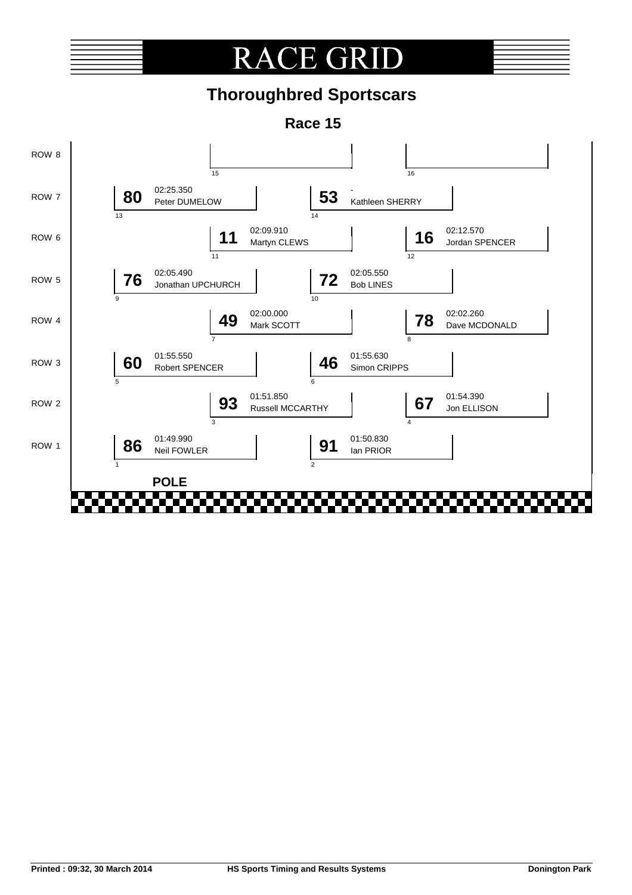# RACE GRID

## Thoroughbred Sportscars

### Race 15

| Row | Position | No. | Driver | Time |
|---|---|---|---|---|
| ROW 8 | 15 | | | |
| ROW 8 | 16 | | | |
| ROW 7 | 13 | 80 | Peter DUMELOW | 02:25.350 |
| ROW 7 | 14 | 53 | Kathleen SHERRY | - |
| ROW 6 | 11 | 11 | Martyn CLEWS | 02:09.910 |
| ROW 6 | 12 | 16 | Jordan SPENCER | 02:12.570 |
| ROW 5 | 9 | 76 | Jonathan UPCHURCH | 02:05.490 |
| ROW 5 | 10 | 72 | Bob LINES | 02:05.550 |
| ROW 4 | 7 | 49 | Mark SCOTT | 02:00.000 |
| ROW 4 | 8 | 78 | Dave MCDONALD | 02:02.260 |
| ROW 3 | 5 | 60 | Robert SPENCER | 01:55.550 |
| ROW 3 | 6 | 46 | Simon CRIPPS | 01:55.630 |
| ROW 2 | 3 | 93 | Russell MCCARTHY | 01:51.850 |
| ROW 2 | 4 | 67 | Jon ELLISON | 01:54.390 |
| ROW 1 | 1 | 86 | Neil FOWLER | 01:49.990 |
| ROW 1 | 2 | 91 | Ian PRIOR | 01:50.830 |

**POLE**

**Printed : 09:32, 30 March 2014** **HS Sports Timing and Results Systems** **Donington Park**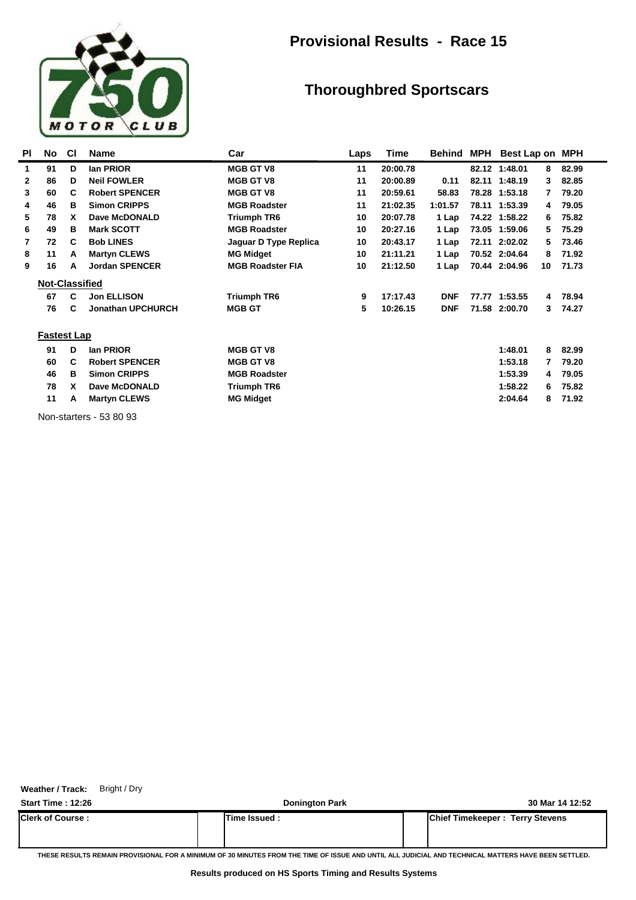# Provisional Results - Race 15

## Thoroughbred Sportscars

| Pl | No | Cl | Name | Car | Laps | Time | Behind | MPH | Best Lap on | | MPH |
|---|---|---|---|---|---|---|---|---|---|---|---|
| 1 | 91 | D | **Ian PRIOR** | MGB GT V8 | 11 | 20:00.78 | | 82.12 | 1:48.01 | 8 | 82.99 |
| 2 | 86 | D | **Neil FOWLER** | MGB GT V8 | 11 | 20:00.89 | 0.11 | 82.11 | 1:48.19 | 3 | 82.85 |
| 3 | 60 | C | **Robert SPENCER** | MGB GT V8 | 11 | 20:59.61 | 58.83 | 78.28 | 1:53.18 | 7 | 79.20 |
| 4 | 46 | B | **Simon CRIPPS** | MGB Roadster | 11 | 21:02.35 | 1:01.57 | 78.11 | 1:53.39 | 4 | 79.05 |
| 5 | 78 | X | **Dave McDONALD** | Triumph TR6 | 10 | 20:07.78 | 1 Lap | 74.22 | 1:58.22 | 6 | 75.82 |
| 6 | 49 | B | **Mark SCOTT** | MGB Roadster | 10 | 20:27.16 | 1 Lap | 73.05 | 1:59.06 | 5 | 75.29 |
| 7 | 72 | C | **Bob LINES** | Jaguar D Type Replica | 10 | 20:43.17 | 1 Lap | 72.11 | 2:02.02 | 5 | 73.46 |
| 8 | 11 | A | **Martyn CLEWS** | MG Midget | 10 | 21:11.21 | 1 Lap | 70.52 | 2:04.64 | 8 | 71.92 |
| 9 | 16 | A | **Jordan SPENCER** | MGB Roadster FIA | 10 | 21:12.50 | 1 Lap | 70.44 | 2:04.96 | 10 | 71.73 |

**Not-Classified**

| No | Cl | Name | Car | Laps | Time | Behind | MPH | Best Lap on | | MPH |
|---|---|---|---|---|---|---|---|---|---|---|
| 67 | C | **Jon ELLISON** | Triumph TR6 | 9 | 17:17.43 | DNF | 77.77 | 1:53.55 | 4 | 78.94 |
| 76 | C | **Jonathan UPCHURCH** | MGB GT | 5 | 10:26.15 | DNF | 71.58 | 2:00.70 | 3 | 74.27 |

**Fastest Lap**

| No | Cl | Name | Car | Best Lap | on | MPH |
|---|---|---|---|---|---|---|
| 91 | D | **Ian PRIOR** | MGB GT V8 | 1:48.01 | 8 | 82.99 |
| 60 | C | **Robert SPENCER** | MGB GT V8 | 1:53.18 | 7 | 79.20 |
| 46 | B | **Simon CRIPPS** | MGB Roadster | 1:53.39 | 4 | 79.05 |
| 78 | X | **Dave McDONALD** | Triumph TR6 | 1:58.22 | 6 | 75.82 |
| 11 | A | **Martyn CLEWS** | MG Midget | 2:04.64 | 8 | 71.92 |

Non-starters - 53 80 93

**Weather / Track:** Bright / Dry

**Start Time : 12:26** | **Donington Park** | **30 Mar 14 12:52**

| Clerk of Course : | Time Issued : | Chief Timekeeper : Terry Stevens |
|---|---|---|

THESE RESULTS REMAIN PROVISIONAL FOR A MINIMUM OF 30 MINUTES FROM THE TIME OF ISSUE AND UNTIL ALL JUDICIAL AND TECHNICAL MATTERS HAVE BEEN SETTLED.

Results produced on HS Sports Timing and Results Systems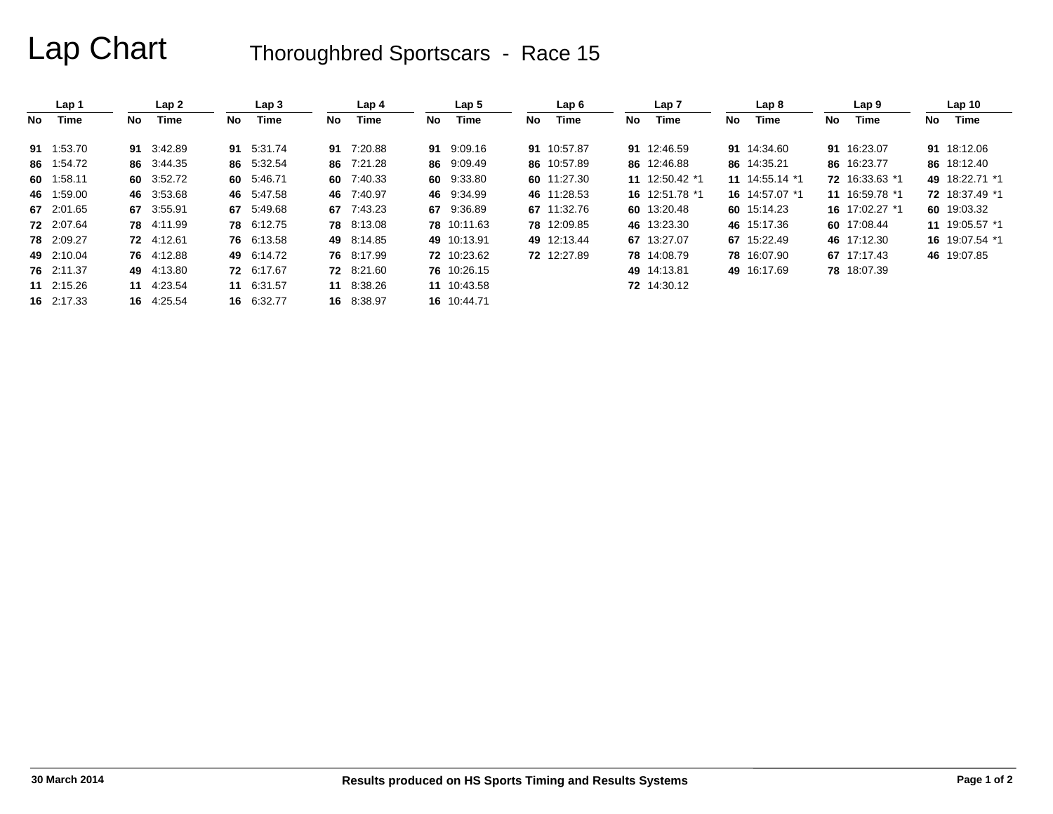# Lap Chart

## Thoroughbred Sportscars - Race 15

| Lap 1 | | Lap 2 | | Lap 3 | | Lap 4 | | Lap 5 | | Lap 6 | | Lap 7 | | Lap 8 | | Lap 9 | | Lap 10 | |
|---|---|---|---|---|---|---|---|---|---|---|---|---|---|---|---|---|---|---|---|
| **No** | **Time** | **No** | **Time** | **No** | **Time** | **No** | **Time** | **No** | **Time** | **No** | **Time** | **No** | **Time** | **No** | **Time** | **No** | **Time** | **No** | **Time** |
| **91** | 1:53.70 | **91** | 3:42.89 | **91** | 5:31.74 | **91** | 7:20.88 | **91** | 9:09.16 | **91** | 10:57.87 | **91** | 12:46.59 | **91** | 14:34.60 | **91** | 16:23.07 | **91** | 18:12.06 |
| **86** | 1:54.72 | **86** | 3:44.35 | **86** | 5:32.54 | **86** | 7:21.28 | **86** | 9:09.49 | **86** | 10:57.89 | **86** | 12:46.88 | **86** | 14:35.21 | **86** | 16:23.77 | **86** | 18:12.40 |
| **60** | 1:58.11 | **60** | 3:52.72 | **60** | 5:46.71 | **60** | 7:40.33 | **60** | 9:33.80 | **60** | 11:27.30 | **11** | 12:50.42 *1 | **11** | 14:55.14 *1 | **72** | 16:33.63 *1 | **49** | 18:22.71 *1 |
| **46** | 1:59.00 | **46** | 3:53.68 | **46** | 5:47.58 | **46** | 7:40.97 | **46** | 9:34.99 | **46** | 11:28.53 | **16** | 12:51.78 *1 | **16** | 14:57.07 *1 | **11** | 16:59.78 *1 | **72** | 18:37.49 *1 |
| **67** | 2:01.65 | **67** | 3:55.91 | **67** | 5:49.68 | **67** | 7:43.23 | **67** | 9:36.89 | **67** | 11:32.76 | **60** | 13:20.48 | **60** | 15:14.23 | **16** | 17:02.27 *1 | **60** | 19:03.32 |
| **72** | 2:07.64 | **78** | 4:11.99 | **78** | 6:12.75 | **78** | 8:13.08 | **78** | 10:11.63 | **78** | 12:09.85 | **46** | 13:23.30 | **46** | 15:17.36 | **60** | 17:08.44 | **11** | 19:05.57 *1 |
| **78** | 2:09.27 | **72** | 4:12.61 | **76** | 6:13.58 | **49** | 8:14.85 | **49** | 10:13.91 | **49** | 12:13.44 | **67** | 13:27.07 | **67** | 15:22.49 | **46** | 17:12.30 | **16** | 19:07.54 *1 |
| **49** | 2:10.04 | **76** | 4:12.88 | **49** | 6:14.72 | **76** | 8:17.99 | **72** | 10:23.62 | **72** | 12:27.89 | **78** | 14:08.79 | **78** | 16:07.90 | **67** | 17:17.43 | **46** | 19:07.85 |
| **76** | 2:11.37 | **49** | 4:13.80 | **72** | 6:17.67 | **72** | 8:21.60 | **76** | 10:26.15 | | | **49** | 14:13.81 | **49** | 16:17.69 | **78** | 18:07.39 | | |
| **11** | 2:15.26 | **11** | 4:23.54 | **11** | 6:31.57 | **11** | 8:38.26 | **11** | 10:43.58 | | | **72** | 14:30.12 | | | | | | |
| **16** | 2:17.33 | **16** | 4:25.54 | **16** | 6:32.77 | **16** | 8:38.97 | **16** | 10:44.71 | | | | | | | | | | |

30 March 2014

Results produced on HS Sports Timing and Results Systems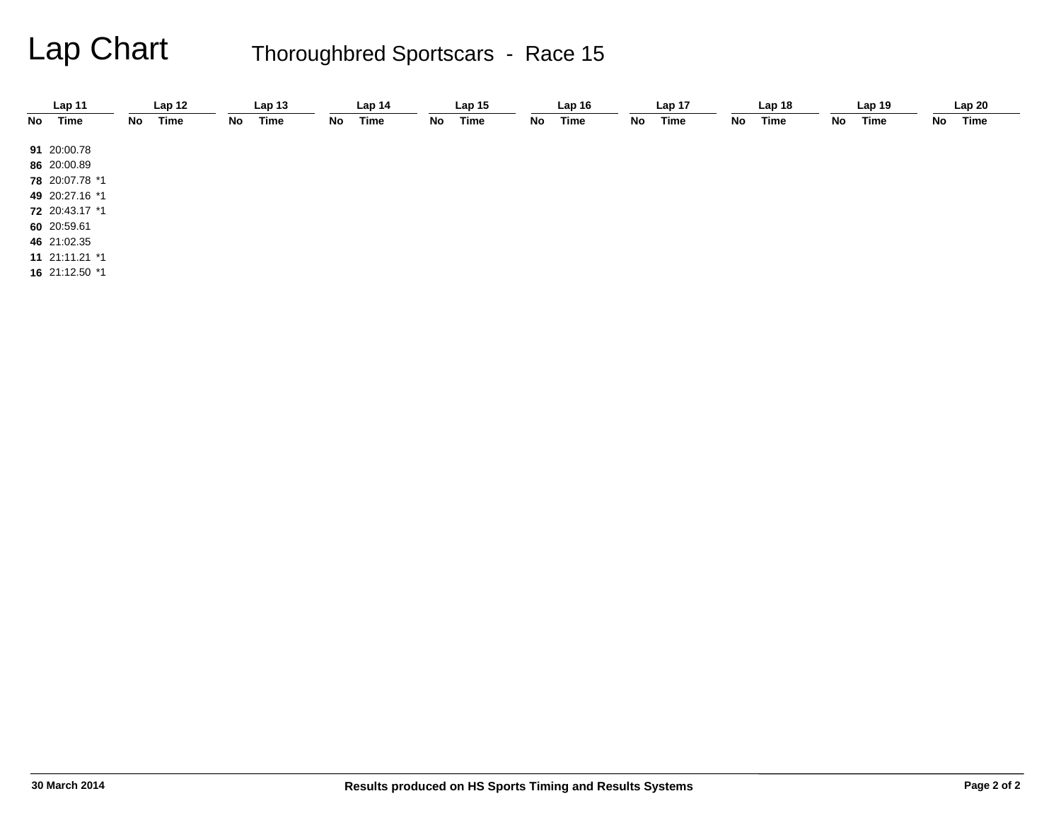# Lap Chart

## Thoroughbred Sportscars - Race 15

| Lap 11 | | | Lap 12 | | Lap 13 | | Lap 14 | | Lap 15 | | Lap 16 | | Lap 17 | | Lap 18 | | Lap 19 | | Lap 20 | |
|---|---|---|---|---|---|---|---|---|---|---|---|---|---|---|---|---|---|---|---|---|
| No | Time | | No | Time | No | Time | No | Time | No | Time | No | Time | No | Time | No | Time | No | Time | No | Time |
| 91 | 20:00.78 | | | | | | | | | | | | | | | | | | | |
| 86 | 20:00.89 | | | | | | | | | | | | | | | | | | | |
| 78 | 20:07.78 | *1 | | | | | | | | | | | | | | | | | | |
| 49 | 20:27.16 | *1 | | | | | | | | | | | | | | | | | | |
| 72 | 20:43.17 | *1 | | | | | | | | | | | | | | | | | | |
| 60 | 20:59.61 | | | | | | | | | | | | | | | | | | | |
| 46 | 21:02.35 | | | | | | | | | | | | | | | | | | | |
| 11 | 21:11.21 | *1 | | | | | | | | | | | | | | | | | | |
| 16 | 21:12.50 | *1 | | | | | | | | | | | | | | | | | | |

30 March 2014

Results produced on HS Sports Timing and Results Systems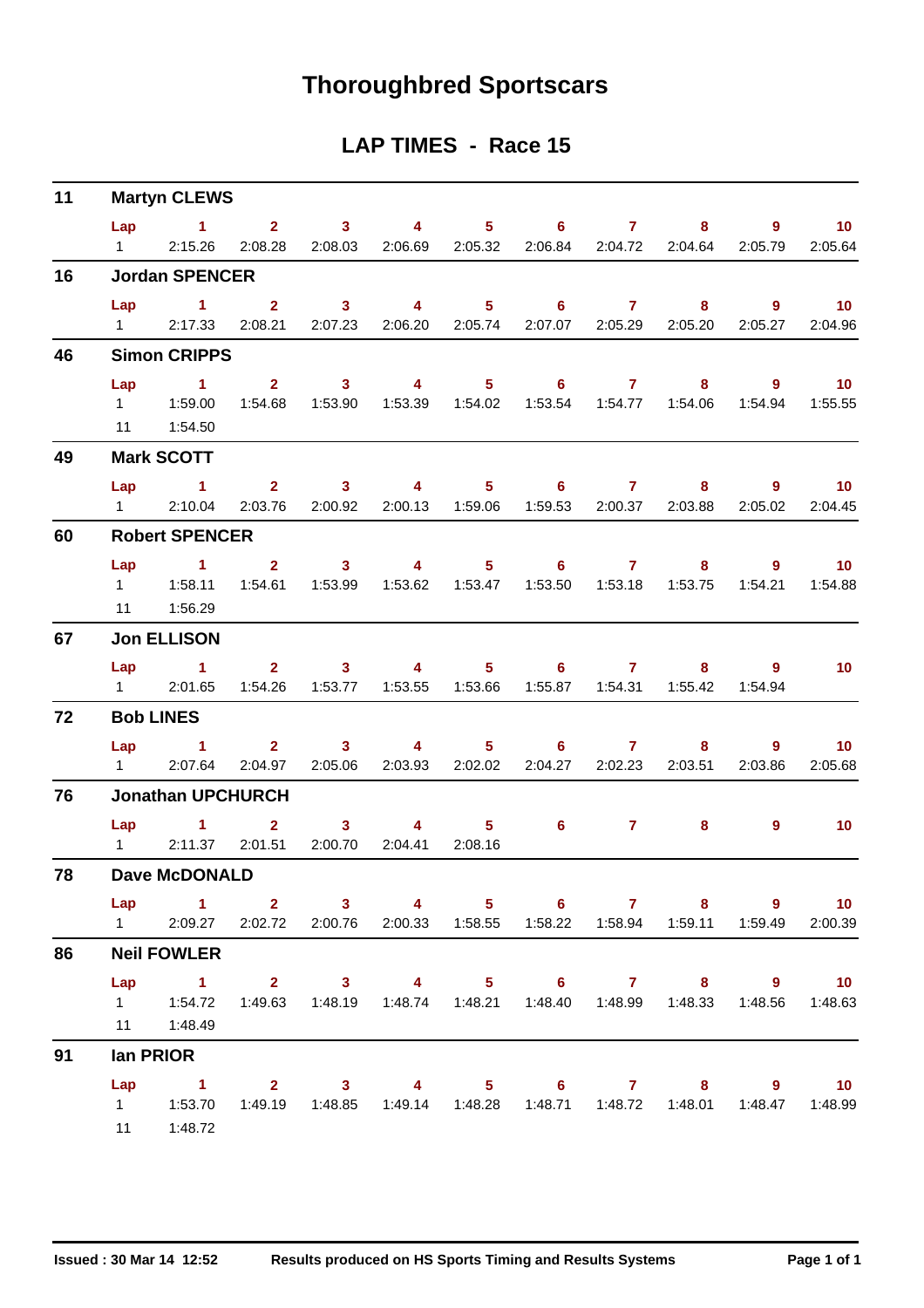# Thoroughbred Sportscars

## LAP TIMES - Race 15

### 11 Martyn CLEWS

| Lap | 1 | 2 | 3 | 4 | 5 | 6 | 7 | 8 | 9 | 10 |
|---|---|---|---|---|---|---|---|---|---|---|
| 1 | 2:15.26 | 2:08.28 | 2:08.03 | 2:06.69 | 2:05.32 | 2:06.84 | 2:04.72 | 2:04.64 | 2:05.79 | 2:05.64 |

### 16 Jordan SPENCER

| Lap | 1 | 2 | 3 | 4 | 5 | 6 | 7 | 8 | 9 | 10 |
|---|---|---|---|---|---|---|---|---|---|---|
| 1 | 2:17.33 | 2:08.21 | 2:07.23 | 2:06.20 | 2:05.74 | 2:07.07 | 2:05.29 | 2:05.20 | 2:05.27 | 2:04.96 |

### 46 Simon CRIPPS

| Lap | 1 | 2 | 3 | 4 | 5 | 6 | 7 | 8 | 9 | 10 |
|---|---|---|---|---|---|---|---|---|---|---|
| 1 | 1:59.00 | 1:54.68 | 1:53.90 | 1:53.39 | 1:54.02 | 1:53.54 | 1:54.77 | 1:54.06 | 1:54.94 | 1:55.55 |
| 11 | 1:54.50 | | | | | | | | | |

### 49 Mark SCOTT

| Lap | 1 | 2 | 3 | 4 | 5 | 6 | 7 | 8 | 9 | 10 |
|---|---|---|---|---|---|---|---|---|---|---|
| 1 | 2:10.04 | 2:03.76 | 2:00.92 | 2:00.13 | 1:59.06 | 1:59.53 | 2:00.37 | 2:03.88 | 2:05.02 | 2:04.45 |

### 60 Robert SPENCER

| Lap | 1 | 2 | 3 | 4 | 5 | 6 | 7 | 8 | 9 | 10 |
|---|---|---|---|---|---|---|---|---|---|---|
| 1 | 1:58.11 | 1:54.61 | 1:53.99 | 1:53.62 | 1:53.47 | 1:53.50 | 1:53.18 | 1:53.75 | 1:54.21 | 1:54.88 |
| 11 | 1:56.29 | | | | | | | | | |

### 67 Jon ELLISON

| Lap | 1 | 2 | 3 | 4 | 5 | 6 | 7 | 8 | 9 | 10 |
|---|---|---|---|---|---|---|---|---|---|---|
| 1 | 2:01.65 | 1:54.26 | 1:53.77 | 1:53.55 | 1:53.66 | 1:55.87 | 1:54.31 | 1:55.42 | 1:54.94 | |

### 72 Bob LINES

| Lap | 1 | 2 | 3 | 4 | 5 | 6 | 7 | 8 | 9 | 10 |
|---|---|---|---|---|---|---|---|---|---|---|
| 1 | 2:07.64 | 2:04.97 | 2:05.06 | 2:03.93 | 2:02.02 | 2:04.27 | 2:02.23 | 2:03.51 | 2:03.86 | 2:05.68 |

### 76 Jonathan UPCHURCH

| Lap | 1 | 2 | 3 | 4 | 5 | 6 | 7 | 8 | 9 | 10 |
|---|---|---|---|---|---|---|---|---|---|---|
| 1 | 2:11.37 | 2:01.51 | 2:00.70 | 2:04.41 | 2:08.16 | | | | | |

### 78 Dave McDONALD

| Lap | 1 | 2 | 3 | 4 | 5 | 6 | 7 | 8 | 9 | 10 |
|---|---|---|---|---|---|---|---|---|---|---|
| 1 | 2:09.27 | 2:02.72 | 2:00.76 | 2:00.33 | 1:58.55 | 1:58.22 | 1:58.94 | 1:59.11 | 1:59.49 | 2:00.39 |

### 86 Neil FOWLER

| Lap | 1 | 2 | 3 | 4 | 5 | 6 | 7 | 8 | 9 | 10 |
|---|---|---|---|---|---|---|---|---|---|---|
| 1 | 1:54.72 | 1:49.63 | 1:48.19 | 1:48.74 | 1:48.21 | 1:48.40 | 1:48.99 | 1:48.33 | 1:48.56 | 1:48.63 |
| 11 | 1:48.49 | | | | | | | | | |

### 91 Ian PRIOR

| Lap | 1 | 2 | 3 | 4 | 5 | 6 | 7 | 8 | 9 | 10 |
|---|---|---|---|---|---|---|---|---|---|---|
| 1 | 1:53.70 | 1:49.19 | 1:48.85 | 1:49.14 | 1:48.28 | 1:48.71 | 1:48.72 | 1:48.01 | 1:48.47 | 1:48.99 |
| 11 | 1:48.72 | | | | | | | | | |

**Issued : 30 Mar 14 12:52** **Results produced on HS Sports Timing and Results Systems**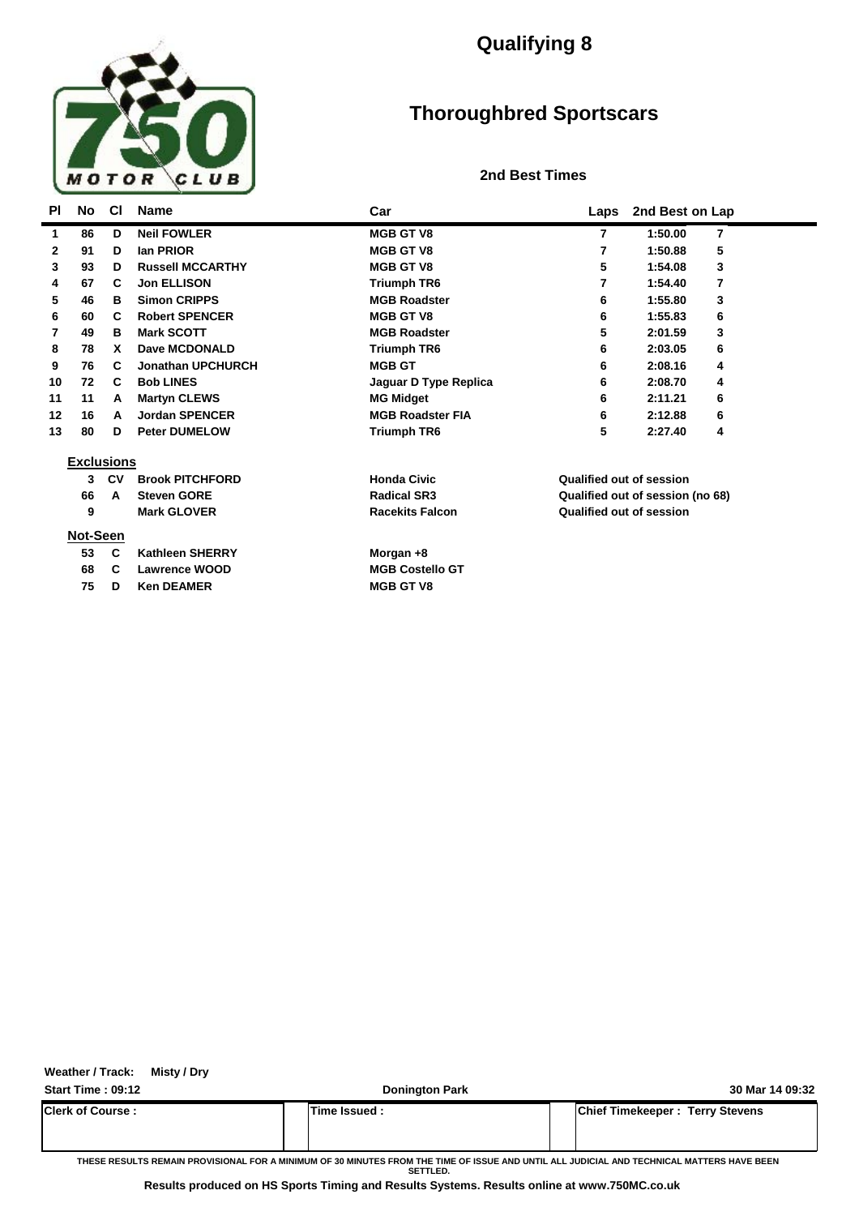# Qualifying 8

# Thoroughbred Sportscars

### 2nd Best Times

| Pl | No | Cl | Name | Car | Laps | 2nd Best on Lap | |
|---|---|---|---|---|---|---|---|
| 1 | 86 | D | Neil FOWLER | MGB GT V8 | 7 | 1:50.00 | 7 |
| 2 | 91 | D | Ian PRIOR | MGB GT V8 | 7 | 1:50.88 | 5 |
| 3 | 93 | D | Russell MCCARTHY | MGB GT V8 | 5 | 1:54.08 | 3 |
| 4 | 67 | C | Jon ELLISON | Triumph TR6 | 7 | 1:54.40 | 7 |
| 5 | 46 | B | Simon CRIPPS | MGB Roadster | 6 | 1:55.80 | 3 |
| 6 | 60 | C | Robert SPENCER | MGB GT V8 | 6 | 1:55.83 | 6 |
| 7 | 49 | B | Mark SCOTT | MGB Roadster | 5 | 2:01.59 | 3 |
| 8 | 78 | X | Dave MCDONALD | Triumph TR6 | 6 | 2:03.05 | 6 |
| 9 | 76 | C | Jonathan UPCHURCH | MGB GT | 6 | 2:08.16 | 4 |
| 10 | 72 | C | Bob LINES | Jaguar D Type Replica | 6 | 2:08.70 | 4 |
| 11 | 11 | A | Martyn CLEWS | MG Midget | 6 | 2:11.21 | 6 |
| 12 | 16 | A | Jordan SPENCER | MGB Roadster FIA | 6 | 2:12.88 | 6 |
| 13 | 80 | D | Peter DUMELOW | Triumph TR6 | 5 | 2:27.40 | 4 |

**Exclusions**

| No | Cl | Name | Car | Reason |
|---|---|---|---|---|
| 3 | CV | Brook PITCHFORD | Honda Civic | Qualified out of session |
| 66 | A | Steven GORE | Radical SR3 | Qualified out of session (no 68) |
| 9 | | Mark GLOVER | Racekits Falcon | Qualified out of session |

**Not-Seen**

| No | Cl | Name | Car |
|---|---|---|---|
| 53 | C | Kathleen SHERRY | Morgan +8 |
| 68 | C | Lawrence WOOD | MGB Costello GT |
| 75 | D | Ken DEAMER | MGB GT V8 |

Weather / Track: Misty / Dry

Start Time : 09:12 | Donington Park | 30 Mar 14 09:32

| Clerk of Course : | Time Issued : | Chief Timekeeper : Terry Stevens |
|---|---|---|

THESE RESULTS REMAIN PROVISIONAL FOR A MINIMUM OF 30 MINUTES FROM THE TIME OF ISSUE AND UNTIL ALL JUDICIAL AND TECHNICAL MATTERS HAVE BEEN SETTLED.

Results produced on HS Sports Timing and Results Systems. Results online at www.750MC.co.uk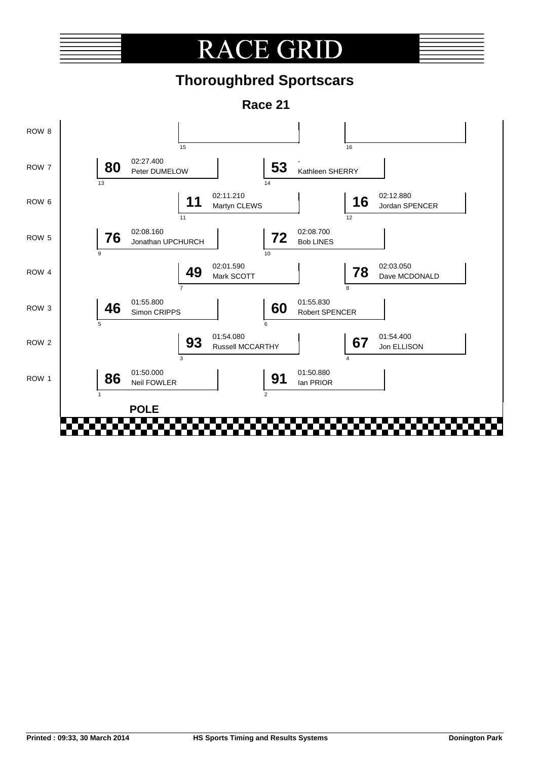# RACE GRID

## Thoroughbred Sportscars

### Race 21

| Row | Grid Pos | No. | Driver | Time | Grid Pos | No. | Driver | Time |
|---|---|---|---|---|---|---|---|---|
| ROW 8 | 15 | | | | 16 | | | |
| ROW 7 | 13 | 80 | Peter DUMELOW | 02:27.400 | 14 | 53 | Kathleen SHERRY | - |
| ROW 6 | 11 | 11 | Martyn CLEWS | 02:11.210 | 12 | 16 | Jordan SPENCER | 02:12.880 |
| ROW 5 | 9 | 76 | Jonathan UPCHURCH | 02:08.160 | 10 | 72 | Bob LINES | 02:08.700 |
| ROW 4 | 7 | 49 | Mark SCOTT | 02:01.590 | 8 | 78 | Dave MCDONALD | 02:03.050 |
| ROW 3 | 5 | 46 | Simon CRIPPS | 01:55.800 | 6 | 60 | Robert SPENCER | 01:55.830 |
| ROW 2 | 3 | 93 | Russell MCCARTHY | 01:54.080 | 4 | 67 | Jon ELLISON | 01:54.400 |
| ROW 1 | 1 | 86 | Neil FOWLER | 01:50.000 | 2 | 91 | Ian PRIOR | 01:50.880 |

**POLE**

**Printed : 09:33, 30 March 2014** **HS Sports Timing and Results Systems** **Donington Park**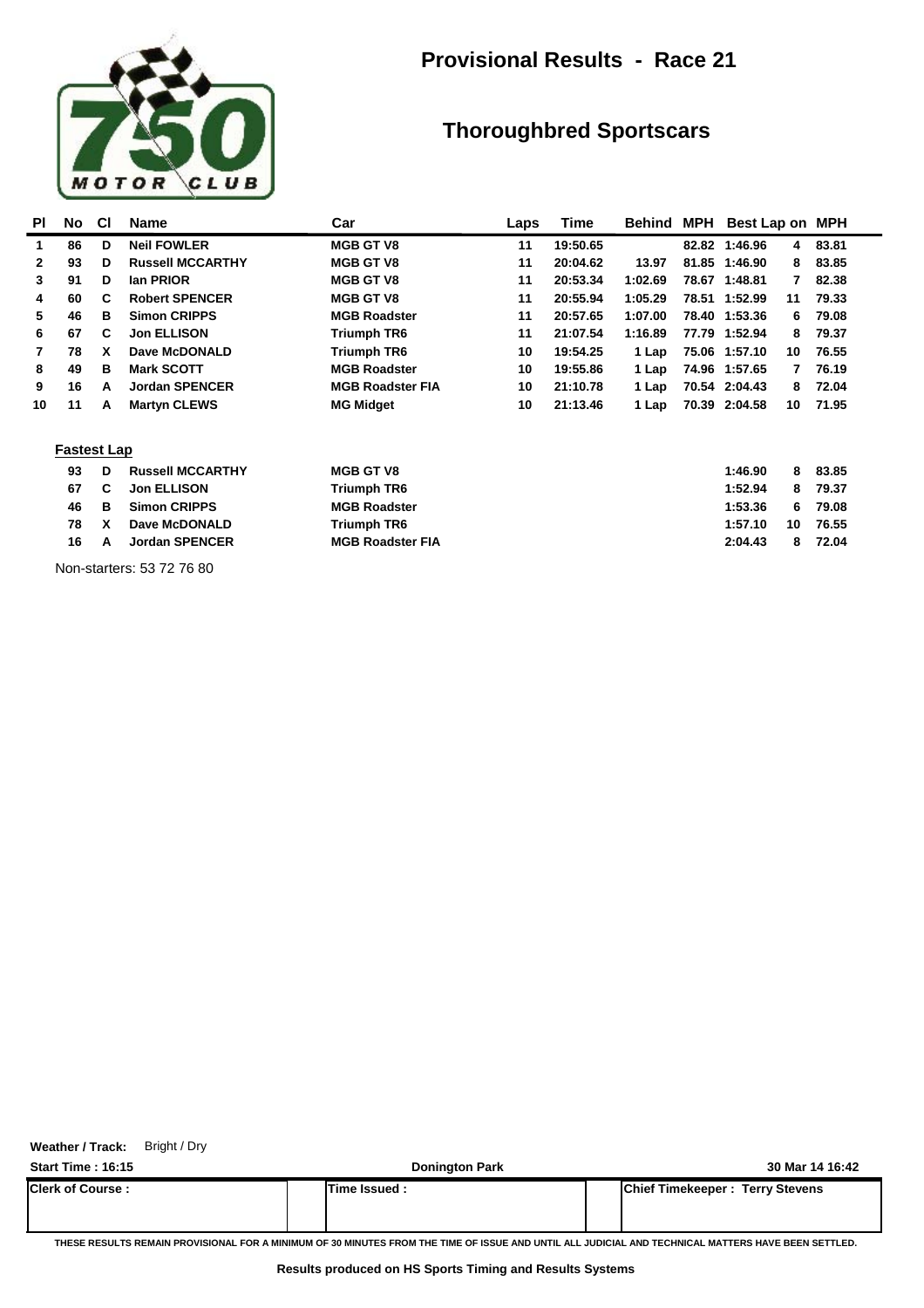# Provisional Results - Race 21

## Thoroughbred Sportscars

| Pl | No | Cl | Name | Car | Laps | Time | Behind | MPH | Best Lap | on | MPH |
|---|---|---|---|---|---|---|---|---|---|---|---|
| 1 | 86 | D | Neil FOWLER | MGB GT V8 | 11 | 19:50.65 | | 82.82 | 1:46.96 | 4 | 83.81 |
| 2 | 93 | D | Russell MCCARTHY | MGB GT V8 | 11 | 20:04.62 | 13.97 | 81.85 | 1:46.90 | 8 | 83.85 |
| 3 | 91 | D | Ian PRIOR | MGB GT V8 | 11 | 20:53.34 | 1:02.69 | 78.67 | 1:48.81 | 7 | 82.38 |
| 4 | 60 | C | Robert SPENCER | MGB GT V8 | 11 | 20:55.94 | 1:05.29 | 78.51 | 1:52.99 | 11 | 79.33 |
| 5 | 46 | B | Simon CRIPPS | MGB Roadster | 11 | 20:57.65 | 1:07.00 | 78.40 | 1:53.36 | 6 | 79.08 |
| 6 | 67 | C | Jon ELLISON | Triumph TR6 | 11 | 21:07.54 | 1:16.89 | 77.79 | 1:52.94 | 8 | 79.37 |
| 7 | 78 | X | Dave McDONALD | Triumph TR6 | 10 | 19:54.25 | 1 Lap | 75.06 | 1:57.10 | 10 | 76.55 |
| 8 | 49 | B | Mark SCOTT | MGB Roadster | 10 | 19:55.86 | 1 Lap | 74.96 | 1:57.65 | 7 | 76.19 |
| 9 | 16 | A | Jordan SPENCER | MGB Roadster FIA | 10 | 21:10.78 | 1 Lap | 70.54 | 2:04.43 | 8 | 72.04 |
| 10 | 11 | A | Martyn CLEWS | MG Midget | 10 | 21:13.46 | 1 Lap | 70.39 | 2:04.58 | 10 | 71.95 |

### Fastest Lap

| No | Cl | Name | Car | Best Lap | on | MPH |
|---|---|---|---|---|---|---|
| 93 | D | Russell MCCARTHY | MGB GT V8 | 1:46.90 | 8 | 83.85 |
| 67 | C | Jon ELLISON | Triumph TR6 | 1:52.94 | 8 | 79.37 |
| 46 | B | Simon CRIPPS | MGB Roadster | 1:53.36 | 6 | 79.08 |
| 78 | X | Dave McDONALD | Triumph TR6 | 1:57.10 | 10 | 76.55 |
| 16 | A | Jordan SPENCER | MGB Roadster FIA | 2:04.43 | 8 | 72.04 |

Non-starters: 53 72 76 80

**Weather / Track:** Bright / Dry

**Start Time : 16:15** | **Donington Park** | **30 Mar 14 16:42**

| Clerk of Course : | Time Issued : | Chief Timekeeper : Terry Stevens |
|---|---|---|

THESE RESULTS REMAIN PROVISIONAL FOR A MINIMUM OF 30 MINUTES FROM THE TIME OF ISSUE AND UNTIL ALL JUDICIAL AND TECHNICAL MATTERS HAVE BEEN SETTLED.

Results produced on HS Sports Timing and Results Systems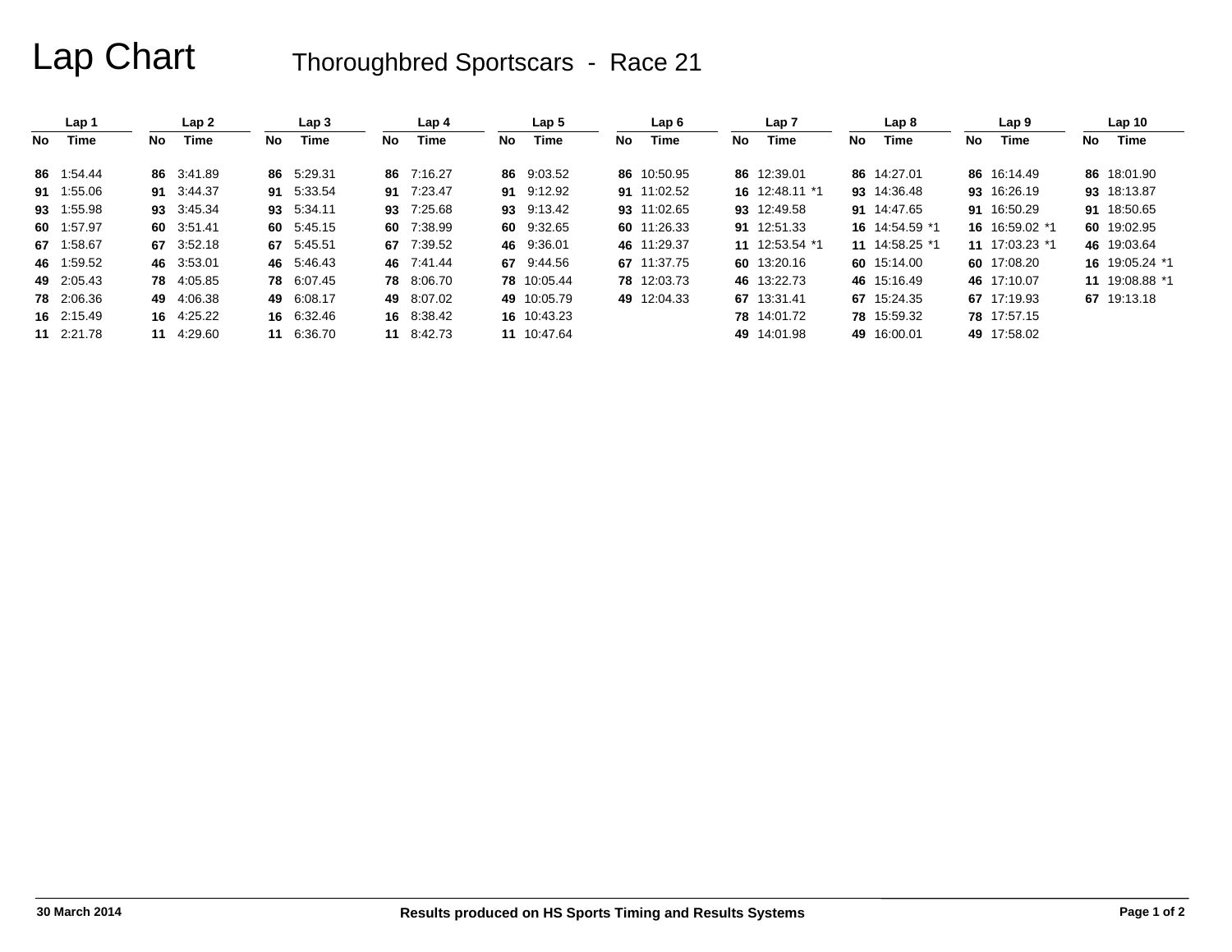# Lap Chart

## Thoroughbred Sportscars - Race 21

| Lap 1 | | Lap 2 | | Lap 3 | | Lap 4 | | Lap 5 | | Lap 6 | | Lap 7 | | Lap 8 | | Lap 9 | | Lap 10 | |
|---|---|---|---|---|---|---|---|---|---|---|---|---|---|---|---|---|---|---|---|
| No | Time | No | Time | No | Time | No | Time | No | Time | No | Time | No | Time | No | Time | No | Time | No | Time |
| 86 | 1:54.44 | 86 | 3:41.89 | 86 | 5:29.31 | 86 | 7:16.27 | 86 | 9:03.52 | 86 | 10:50.95 | 86 | 12:39.01 | 86 | 14:27.01 | 86 | 16:14.49 | 86 | 18:01.90 |
| 91 | 1:55.06 | 91 | 3:44.37 | 91 | 5:33.54 | 91 | 7:23.47 | 91 | 9:12.92 | 91 | 11:02.52 | 16 | 12:48.11 *1 | 93 | 14:36.48 | 93 | 16:26.19 | 93 | 18:13.87 |
| 93 | 1:55.98 | 93 | 3:45.34 | 93 | 5:34.11 | 93 | 7:25.68 | 93 | 9:13.42 | 93 | 11:02.65 | 93 | 12:49.58 | 91 | 14:47.65 | 91 | 16:50.29 | 91 | 18:50.65 |
| 60 | 1:57.97 | 60 | 3:51.41 | 60 | 5:45.15 | 60 | 7:38.99 | 60 | 9:32.65 | 60 | 11:26.33 | 91 | 12:51.33 | 16 | 14:54.59 *1 | 16 | 16:59.02 *1 | 60 | 19:02.95 |
| 67 | 1:58.67 | 67 | 3:52.18 | 67 | 5:45.51 | 67 | 7:39.52 | 46 | 9:36.01 | 46 | 11:29.37 | 11 | 12:53.54 *1 | 11 | 14:58.25 *1 | 11 | 17:03.23 *1 | 46 | 19:03.64 |
| 46 | 1:59.52 | 46 | 3:53.01 | 46 | 5:46.43 | 46 | 7:41.44 | 67 | 9:44.56 | 67 | 11:37.75 | 60 | 13:20.16 | 60 | 15:14.00 | 60 | 17:08.20 | 16 | 19:05.24 *1 |
| 49 | 2:05.43 | 78 | 4:05.85 | 78 | 6:07.45 | 78 | 8:06.70 | 78 | 10:05.44 | 78 | 12:03.73 | 46 | 13:22.73 | 46 | 15:16.49 | 46 | 17:10.07 | 11 | 19:08.88 *1 |
| 78 | 2:06.36 | 49 | 4:06.38 | 49 | 6:08.17 | 49 | 8:07.02 | 49 | 10:05.79 | 49 | 12:04.33 | 67 | 13:31.41 | 67 | 15:24.35 | 67 | 17:19.93 | 67 | 19:13.18 |
| 16 | 2:15.49 | 16 | 4:25.22 | 16 | 6:32.46 | 16 | 8:38.42 | 16 | 10:43.23 | | | 78 | 14:01.72 | 78 | 15:59.32 | 78 | 17:57.15 | | |
| 11 | 2:21.78 | 11 | 4:29.60 | 11 | 6:36.70 | 11 | 8:42.73 | 11 | 10:47.64 | | | 49 | 14:01.98 | 49 | 16:00.01 | 49 | 17:58.02 | | |

30 March 2014

Results produced on HS Sports Timing and Results Systems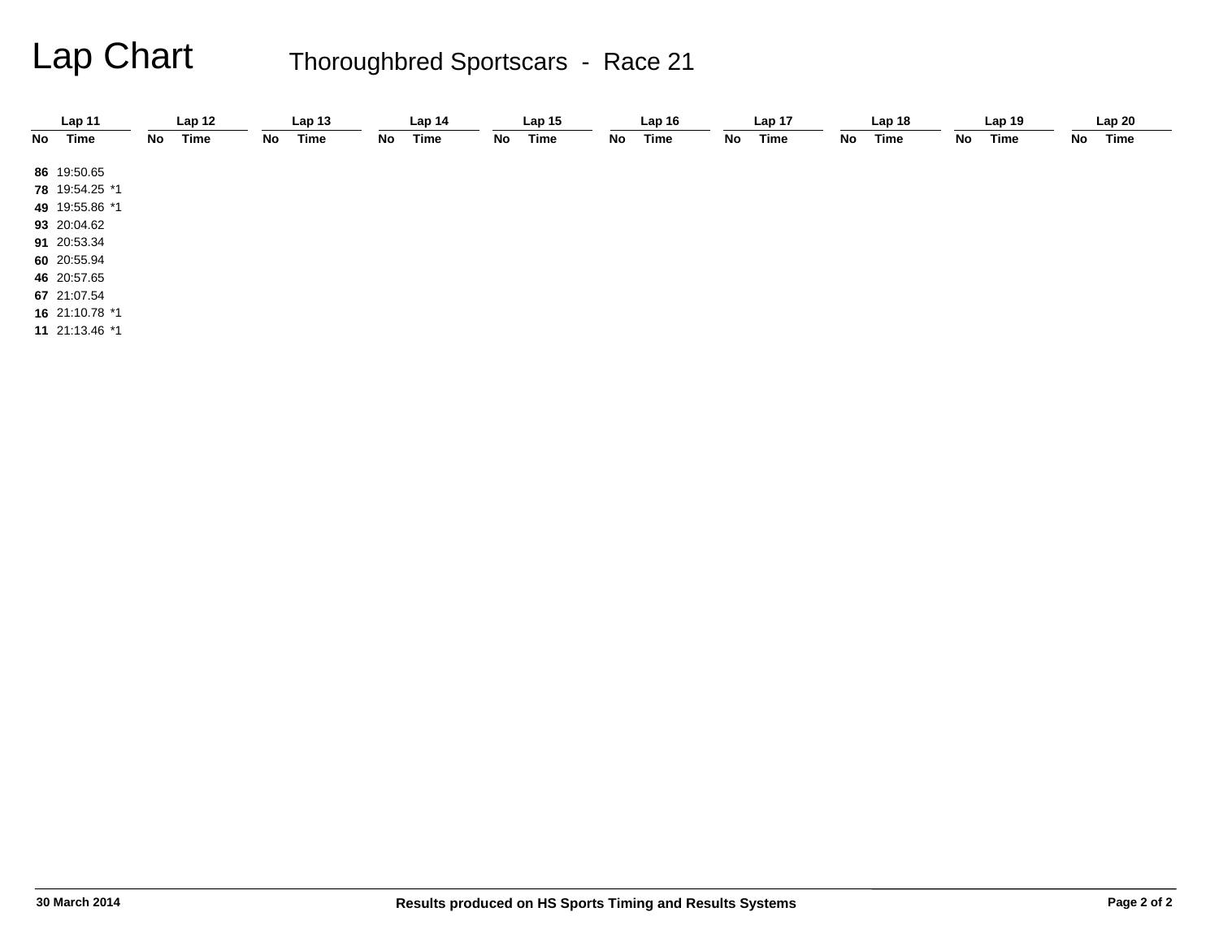# Lap Chart

## Thoroughbred Sportscars - Race 21

| Lap 11 | | Lap 12 | | Lap 13 | | Lap 14 | | Lap 15 | | Lap 16 | | Lap 17 | | Lap 18 | | Lap 19 | | Lap 20 | |
|---|---|---|---|---|---|---|---|---|---|---|---|---|---|---|---|---|---|---|---|
| No | Time | No | Time | No | Time | No | Time | No | Time | No | Time | No | Time | No | Time | No | Time | No | Time |
| 86 | 19:50.65 | | | | | | | | | | | | | | | | | | |
| 78 | 19:54.25 *1 | | | | | | | | | | | | | | | | | | |
| 49 | 19:55.86 *1 | | | | | | | | | | | | | | | | | | |
| 93 | 20:04.62 | | | | | | | | | | | | | | | | | | |
| 91 | 20:53.34 | | | | | | | | | | | | | | | | | | |
| 60 | 20:55.94 | | | | | | | | | | | | | | | | | | |
| 46 | 20:57.65 | | | | | | | | | | | | | | | | | | |
| 67 | 21:07.54 | | | | | | | | | | | | | | | | | | |
| 16 | 21:10.78 *1 | | | | | | | | | | | | | | | | | | |
| 11 | 21:13.46 *1 | | | | | | | | | | | | | | | | | | |

30 March 2014

Results produced on HS Sports Timing and Results Systems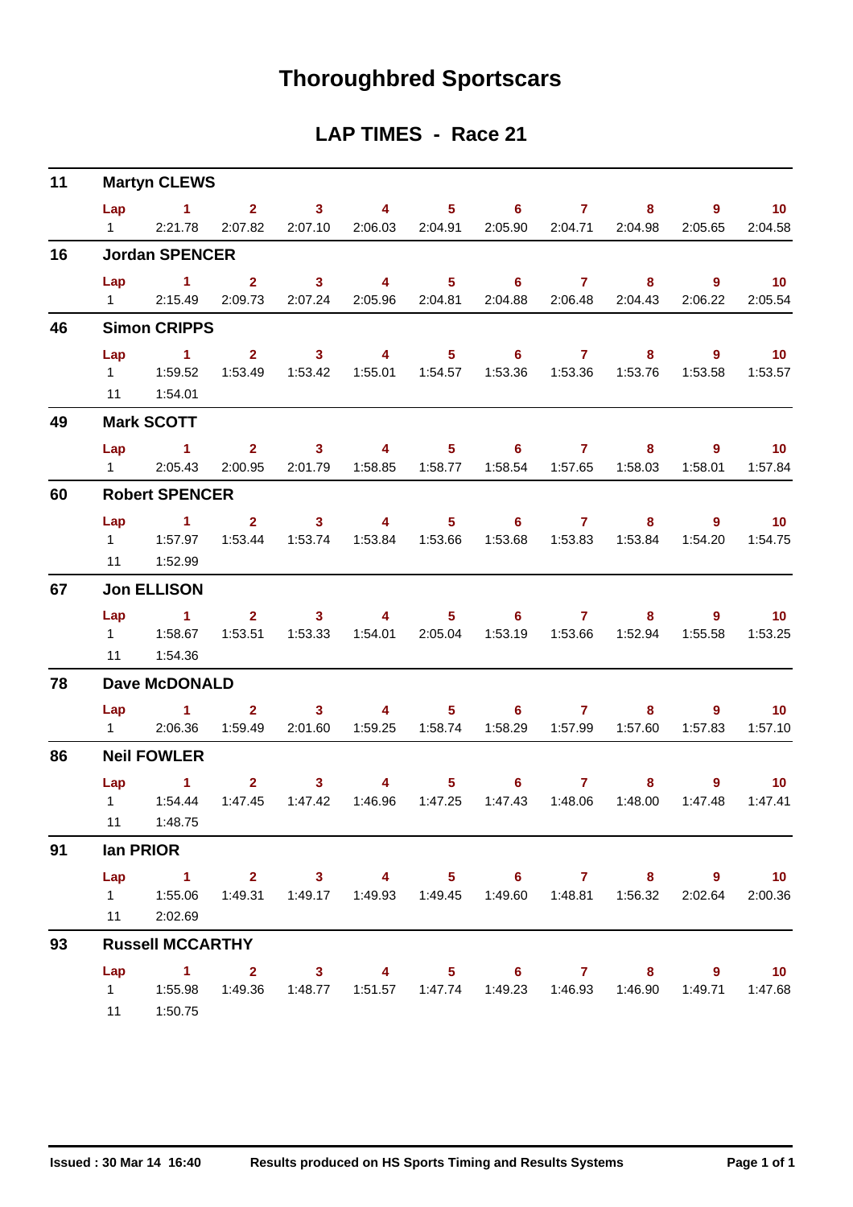# Thoroughbred Sportscars

## LAP TIMES - Race 21

### 11 Martyn CLEWS

| Lap | 1 | 2 | 3 | 4 | 5 | 6 | 7 | 8 | 9 | 10 |
|---|---|---|---|---|---|---|---|---|---|---|
| 1 | 2:21.78 | 2:07.82 | 2:07.10 | 2:06.03 | 2:04.91 | 2:05.90 | 2:04.71 | 2:04.98 | 2:05.65 | 2:04.58 |

### 16 Jordan SPENCER

| Lap | 1 | 2 | 3 | 4 | 5 | 6 | 7 | 8 | 9 | 10 |
|---|---|---|---|---|---|---|---|---|---|---|
| 1 | 2:15.49 | 2:09.73 | 2:07.24 | 2:05.96 | 2:04.81 | 2:04.88 | 2:06.48 | 2:04.43 | 2:06.22 | 2:05.54 |

### 46 Simon CRIPPS

| Lap | 1 | 2 | 3 | 4 | 5 | 6 | 7 | 8 | 9 | 10 |
|---|---|---|---|---|---|---|---|---|---|---|
| 1 | 1:59.52 | 1:53.49 | 1:53.42 | 1:55.01 | 1:54.57 | 1:53.36 | 1:53.36 | 1:53.76 | 1:53.58 | 1:53.57 |
| 11 | 1:54.01 | | | | | | | | | |

### 49 Mark SCOTT

| Lap | 1 | 2 | 3 | 4 | 5 | 6 | 7 | 8 | 9 | 10 |
|---|---|---|---|---|---|---|---|---|---|---|
| 1 | 2:05.43 | 2:00.95 | 2:01.79 | 1:58.85 | 1:58.77 | 1:58.54 | 1:57.65 | 1:58.03 | 1:58.01 | 1:57.84 |

### 60 Robert SPENCER

| Lap | 1 | 2 | 3 | 4 | 5 | 6 | 7 | 8 | 9 | 10 |
|---|---|---|---|---|---|---|---|---|---|---|
| 1 | 1:57.97 | 1:53.44 | 1:53.74 | 1:53.84 | 1:53.66 | 1:53.68 | 1:53.83 | 1:53.84 | 1:54.20 | 1:54.75 |
| 11 | 1:52.99 | | | | | | | | | |

### 67 Jon ELLISON

| Lap | 1 | 2 | 3 | 4 | 5 | 6 | 7 | 8 | 9 | 10 |
|---|---|---|---|---|---|---|---|---|---|---|
| 1 | 1:58.67 | 1:53.51 | 1:53.33 | 1:54.01 | 2:05.04 | 1:53.19 | 1:53.66 | 1:52.94 | 1:55.58 | 1:53.25 |
| 11 | 1:54.36 | | | | | | | | | |

### 78 Dave McDONALD

| Lap | 1 | 2 | 3 | 4 | 5 | 6 | 7 | 8 | 9 | 10 |
|---|---|---|---|---|---|---|---|---|---|---|
| 1 | 2:06.36 | 1:59.49 | 2:01.60 | 1:59.25 | 1:58.74 | 1:58.29 | 1:57.99 | 1:57.60 | 1:57.83 | 1:57.10 |

### 86 Neil FOWLER

| Lap | 1 | 2 | 3 | 4 | 5 | 6 | 7 | 8 | 9 | 10 |
|---|---|---|---|---|---|---|---|---|---|---|
| 1 | 1:54.44 | 1:47.45 | 1:47.42 | 1:46.96 | 1:47.25 | 1:47.43 | 1:48.06 | 1:48.00 | 1:47.48 | 1:47.41 |
| 11 | 1:48.75 | | | | | | | | | |

### 91 Ian PRIOR

| Lap | 1 | 2 | 3 | 4 | 5 | 6 | 7 | 8 | 9 | 10 |
|---|---|---|---|---|---|---|---|---|---|---|
| 1 | 1:55.06 | 1:49.31 | 1:49.17 | 1:49.93 | 1:49.45 | 1:49.60 | 1:48.81 | 1:56.32 | 2:02.64 | 2:00.36 |
| 11 | 2:02.69 | | | | | | | | | |

### 93 Russell MCCARTHY

| Lap | 1 | 2 | 3 | 4 | 5 | 6 | 7 | 8 | 9 | 10 |
|---|---|---|---|---|---|---|---|---|---|---|
| 1 | 1:55.98 | 1:49.36 | 1:48.77 | 1:51.57 | 1:47.74 | 1:49.23 | 1:46.93 | 1:46.90 | 1:49.71 | 1:47.68 |
| 11 | 1:50.75 | | | | | | | | | |

Issued : 30 Mar 14 16:40 Results produced on HS Sports Timing and Results Systems